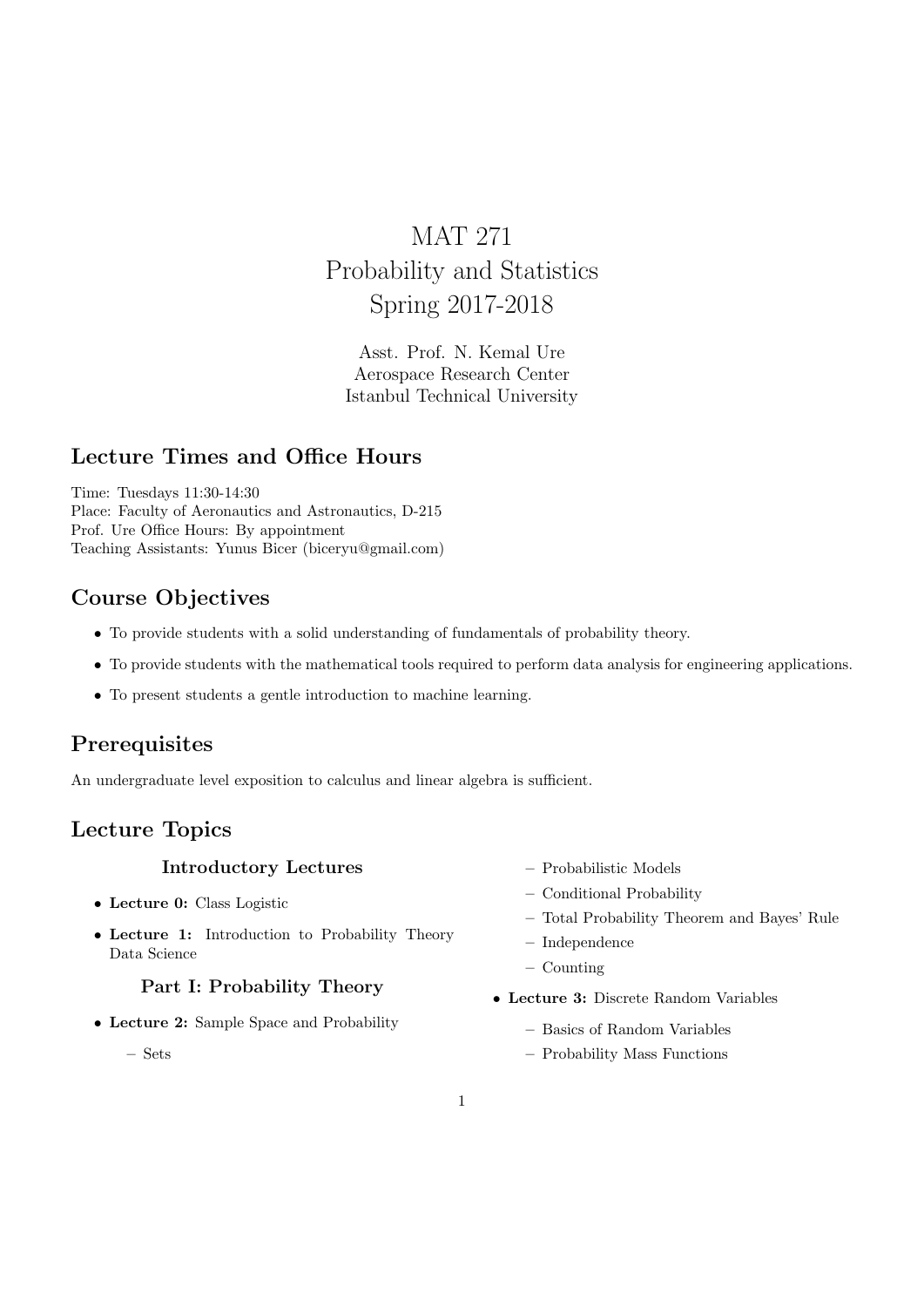# MAT 271
# Probability and Statistics
# Spring 2017-2018

Asst. Prof. N. Kemal Ure
Aerospace Research Center
Istanbul Technical University

## Lecture Times and Office Hours

Time: Tuesdays 11:30-14:30
Place: Faculty of Aeronautics and Astronautics, D-215
Prof. Ure Office Hours: By appointment
Teaching Assistants: Yunus Bicer (biceryu@gmail.com)

## Course Objectives

- To provide students with a solid understanding of fundamentals of probability theory.
- To provide students with the mathematical tools required to perform data analysis for engineering applications.
- To present students a gentle introduction to machine learning.

## Prerequisites

An undergraduate level exposition to calculus and linear algebra is sufficient.

## Lecture Topics

### Introductory Lectures

- **Lecture 0:** Class Logistic
- **Lecture 1:** Introduction to Probability Theory Data Science

### Part I: Probability Theory

- **Lecture 2:** Sample Space and Probability
  - Sets
  - Probabilistic Models
  - Conditional Probability
  - Total Probability Theorem and Bayes' Rule
  - Independence
  - Counting
- **Lecture 3:** Discrete Random Variables
  - Basics of Random Variables
  - Probability Mass Functions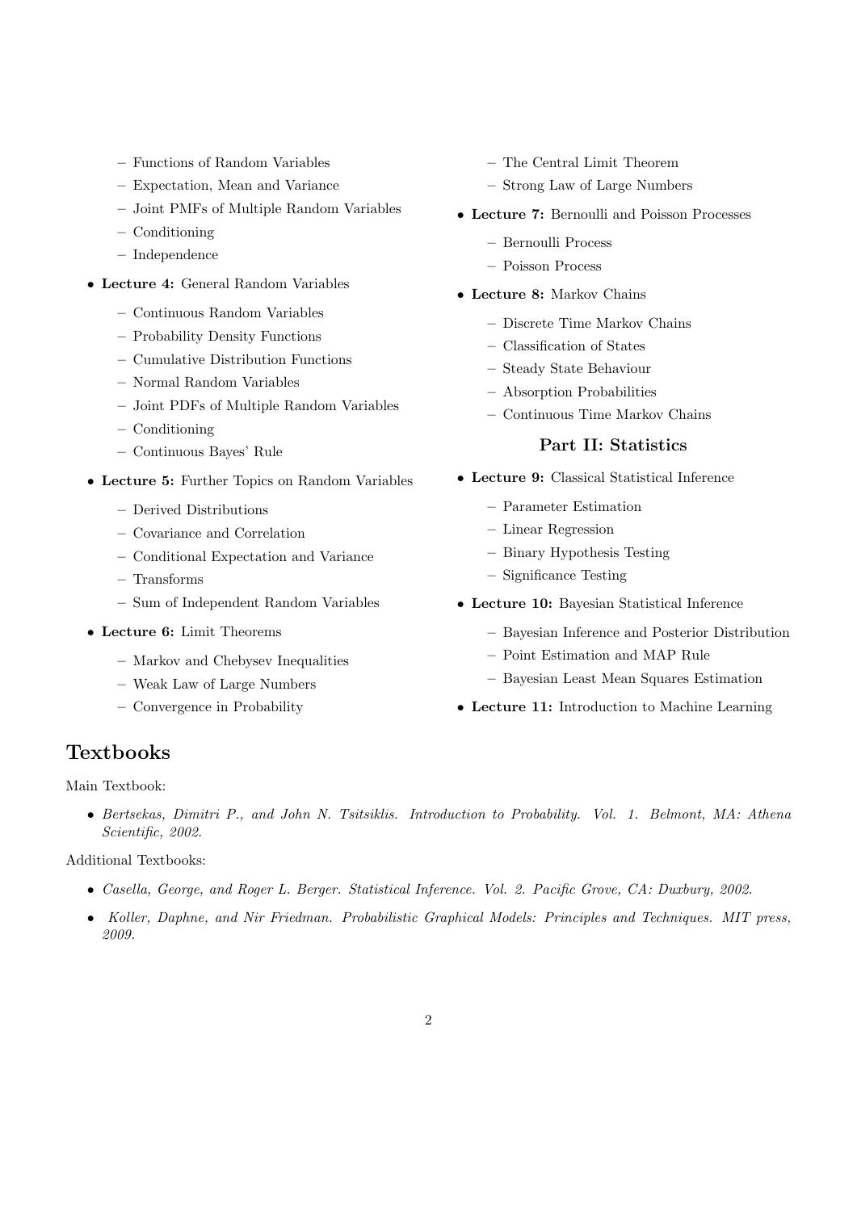- Functions of Random Variables
  - Expectation, Mean and Variance
  - Joint PMFs of Multiple Random Variables
  - Conditioning
  - Independence
- **Lecture 4:** General Random Variables
  - Continuous Random Variables
  - Probability Density Functions
  - Cumulative Distribution Functions
  - Normal Random Variables
  - Joint PDFs of Multiple Random Variables
  - Conditioning
  - Continuous Bayes' Rule
- **Lecture 5:** Further Topics on Random Variables
  - Derived Distributions
  - Covariance and Correlation
  - Conditional Expectation and Variance
  - Transforms
  - Sum of Independent Random Variables
- **Lecture 6:** Limit Theorems
  - Markov and Chebysev Inequalities
  - Weak Law of Large Numbers
  - Convergence in Probability
  - The Central Limit Theorem
  - Strong Law of Large Numbers
- **Lecture 7:** Bernoulli and Poisson Processes
  - Bernoulli Process
  - Poisson Process
- **Lecture 8:** Markov Chains
  - Discrete Time Markov Chains
  - Classification of States
  - Steady State Behaviour
  - Absorption Probabilities
  - Continuous Time Markov Chains

### Part II: Statistics

- **Lecture 9:** Classical Statistical Inference
  - Parameter Estimation
  - Linear Regression
  - Binary Hypothesis Testing
  - Significance Testing
- **Lecture 10:** Bayesian Statistical Inference
  - Bayesian Inference and Posterior Distribution
  - Point Estimation and MAP Rule
  - Bayesian Least Mean Squares Estimation
- **Lecture 11:** Introduction to Machine Learning

## Textbooks

Main Textbook:

- *Bertsekas, Dimitri P., and John N. Tsitsiklis. Introduction to Probability. Vol. 1. Belmont, MA: Athena Scientific, 2002.*

Additional Textbooks:

- *Casella, George, and Roger L. Berger. Statistical Inference. Vol. 2. Pacific Grove, CA: Duxbury, 2002.*
- *Koller, Daphne, and Nir Friedman. Probabilistic Graphical Models: Principles and Techniques. MIT press, 2009.*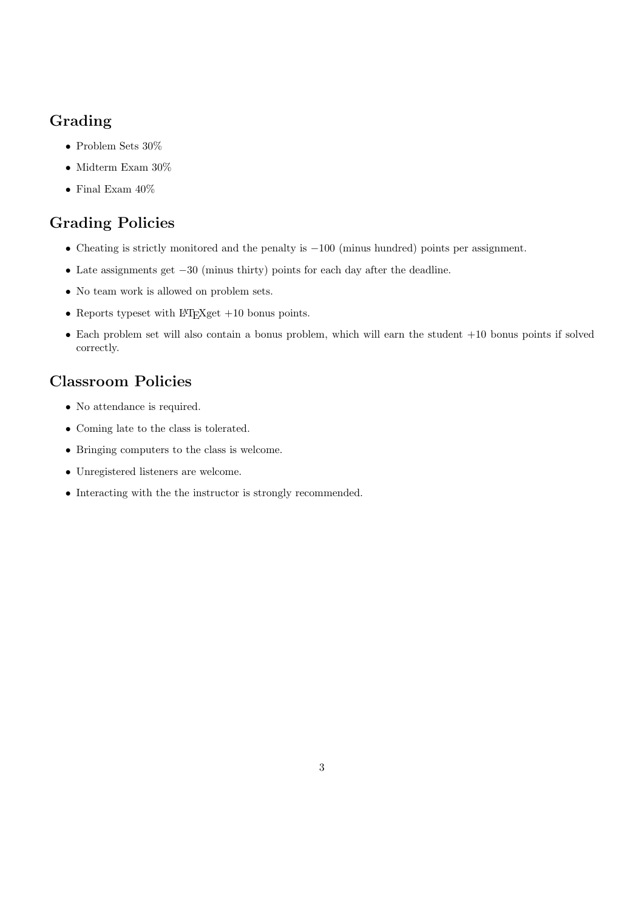## Grading

- Problem Sets 30%
- Midterm Exam 30%
- Final Exam 40%

## Grading Policies

- Cheating is strictly monitored and the penalty is $-100$ (minus hundred) points per assignment.
- Late assignments get $-30$ (minus thirty) points for each day after the deadline.
- No team work is allowed on problem sets.
- Reports typeset with LaTeXget +10 bonus points.
- Each problem set will also contain a bonus problem, which will earn the student +10 bonus points if solved correctly.

## Classroom Policies

- No attendance is required.
- Coming late to the class is tolerated.
- Bringing computers to the class is welcome.
- Unregistered listeners are welcome.
- Interacting with the the instructor is strongly recommended.